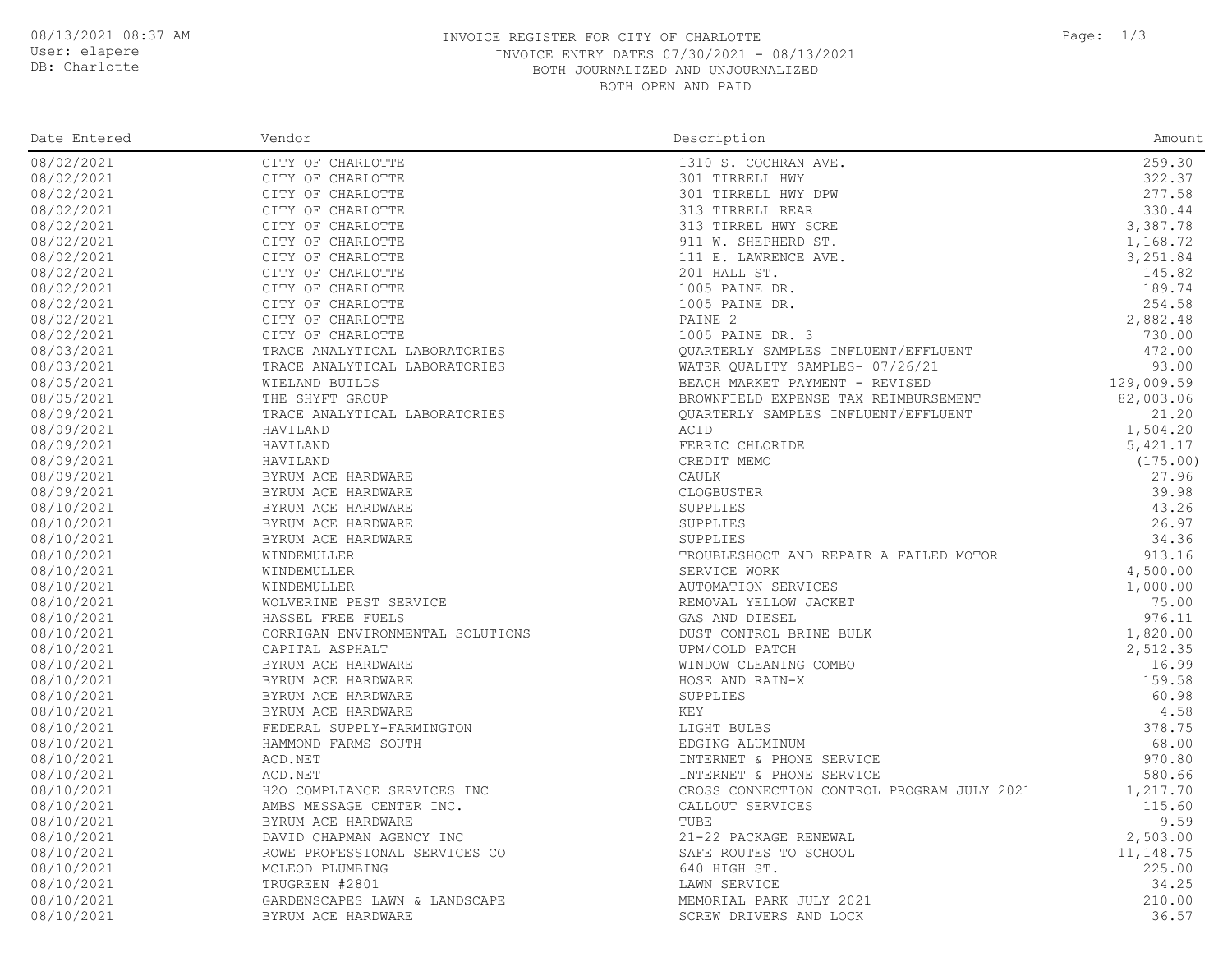08/13/2021 08:37 AM
User: elapere
DB: Charlotte

# INVOICE REGISTER FOR CITY OF CHARLOTTE

INVOICE ENTRY DATES 07/30/2021 - 08/13/2021
BOTH JOURNALIZED AND UNJOURNALIZED
BOTH OPEN AND PAID

| Date Entered | Vendor | Description | Amount |
|---|---|---|---|
| 08/02/2021 | CITY OF CHARLOTTE | 1310 S. COCHRAN AVE. | 259.30 |
| 08/02/2021 | CITY OF CHARLOTTE | 301 TIRRELL HWY | 322.37 |
| 08/02/2021 | CITY OF CHARLOTTE | 301 TIRRELL HWY DPW | 277.58 |
| 08/02/2021 | CITY OF CHARLOTTE | 313 TIRRELL REAR | 330.44 |
| 08/02/2021 | CITY OF CHARLOTTE | 313 TIRREL HWY SCRE | 3,387.78 |
| 08/02/2021 | CITY OF CHARLOTTE | 911 W. SHEPHERD ST. | 1,168.72 |
| 08/02/2021 | CITY OF CHARLOTTE | 111 E. LAWRENCE AVE. | 3,251.84 |
| 08/02/2021 | CITY OF CHARLOTTE | 201 HALL ST. | 145.82 |
| 08/02/2021 | CITY OF CHARLOTTE | 1005 PAINE DR. | 189.74 |
| 08/02/2021 | CITY OF CHARLOTTE | 1005 PAINE DR. | 254.58 |
| 08/02/2021 | CITY OF CHARLOTTE | PAINE 2 | 2,882.48 |
| 08/02/2021 | CITY OF CHARLOTTE | 1005 PAINE DR. 3 | 730.00 |
| 08/03/2021 | TRACE ANALYTICAL LABORATORIES | QUARTERLY SAMPLES INFLUENT/EFFLUENT | 472.00 |
| 08/03/2021 | TRACE ANALYTICAL LABORATORIES | WATER QUALITY SAMPLES- 07/26/21 | 93.00 |
| 08/05/2021 | WIELAND BUILDS | BEACH MARKET PAYMENT - REVISED | 129,009.59 |
| 08/05/2021 | THE SHYFT GROUP | BROWNFIELD EXPENSE TAX REIMBURSEMENT | 82,003.06 |
| 08/09/2021 | TRACE ANALYTICAL LABORATORIES | QUARTERLY SAMPLES INFLUENT/EFFLUENT | 21.20 |
| 08/09/2021 | HAVILAND | ACID | 1,504.20 |
| 08/09/2021 | HAVILAND | FERRIC CHLORIDE | 5,421.17 |
| 08/09/2021 | HAVILAND | CREDIT MEMO | (175.00) |
| 08/09/2021 | BYRUM ACE HARDWARE | CAULK | 27.96 |
| 08/09/2021 | BYRUM ACE HARDWARE | CLOGBUSTER | 39.98 |
| 08/10/2021 | BYRUM ACE HARDWARE | SUPPLIES | 43.26 |
| 08/10/2021 | BYRUM ACE HARDWARE | SUPPLIES | 26.97 |
| 08/10/2021 | BYRUM ACE HARDWARE | SUPPLIES | 34.36 |
| 08/10/2021 | WINDEMULLER | TROUBLESHOOT AND REPAIR A FAILED MOTOR | 913.16 |
| 08/10/2021 | WINDEMULLER | SERVICE WORK | 4,500.00 |
| 08/10/2021 | WINDEMULLER | AUTOMATION SERVICES | 1,000.00 |
| 08/10/2021 | WOLVERINE PEST SERVICE | REMOVAL YELLOW JACKET | 75.00 |
| 08/10/2021 | HASSEL FREE FUELS | GAS AND DIESEL | 976.11 |
| 08/10/2021 | CORRIGAN ENVIRONMENTAL SOLUTIONS | DUST CONTROL BRINE BULK | 1,820.00 |
| 08/10/2021 | CAPITAL ASPHALT | UPM/COLD PATCH | 2,512.35 |
| 08/10/2021 | BYRUM ACE HARDWARE | WINDOW CLEANING COMBO | 16.99 |
| 08/10/2021 | BYRUM ACE HARDWARE | HOSE AND RAIN-X | 159.58 |
| 08/10/2021 | BYRUM ACE HARDWARE | SUPPLIES | 60.98 |
| 08/10/2021 | BYRUM ACE HARDWARE | KEY | 4.58 |
| 08/10/2021 | FEDERAL SUPPLY-FARMINGTON | LIGHT BULBS | 378.75 |
| 08/10/2021 | HAMMOND FARMS SOUTH | EDGING ALUMINUM | 68.00 |
| 08/10/2021 | ACD.NET | INTERNET & PHONE SERVICE | 970.80 |
| 08/10/2021 | ACD.NET | INTERNET & PHONE SERVICE | 580.66 |
| 08/10/2021 | H2O COMPLIANCE SERVICES INC | CROSS CONNECTION CONTROL PROGRAM JULY 2021 | 1,217.70 |
| 08/10/2021 | AMBS MESSAGE CENTER INC. | CALLOUT SERVICES | 115.60 |
| 08/10/2021 | BYRUM ACE HARDWARE | TUBE | 9.59 |
| 08/10/2021 | DAVID CHAPMAN AGENCY INC | 21-22 PACKAGE RENEWAL | 2,503.00 |
| 08/10/2021 | ROWE PROFESSIONAL SERVICES CO | SAFE ROUTES TO SCHOOL | 11,148.75 |
| 08/10/2021 | MCLEOD PLUMBING | 640 HIGH ST. | 225.00 |
| 08/10/2021 | TRUGREEN #2801 | LAWN SERVICE | 34.25 |
| 08/10/2021 | GARDENSCAPES LAWN & LANDSCAPE | MEMORIAL PARK JULY 2021 | 210.00 |
| 08/10/2021 | BYRUM ACE HARDWARE | SCREW DRIVERS AND LOCK | 36.57 |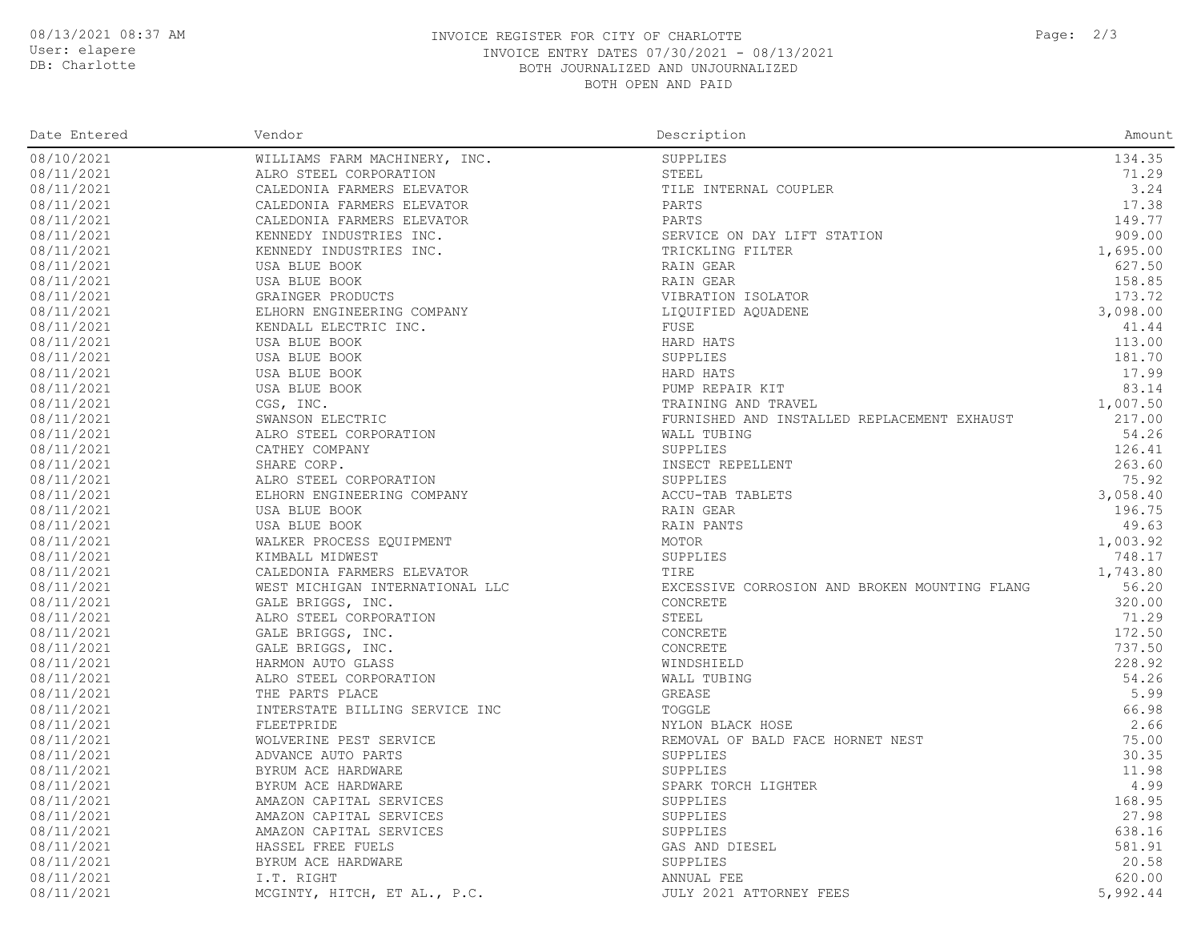# INVOICE REGISTER FOR CITY OF CHARLOTTE

INVOICE ENTRY DATES 07/30/2021 - 08/13/2021
BOTH JOURNALIZED AND UNJOURNALIZED
BOTH OPEN AND PAID

| Date Entered | Vendor | Description | Amount |
|---|---|---|---|
| 08/10/2021 | WILLIAMS FARM MACHINERY, INC. | SUPPLIES | 134.35 |
| 08/11/2021 | ALRO STEEL CORPORATION | STEEL | 71.29 |
| 08/11/2021 | CALEDONIA FARMERS ELEVATOR | TILE INTERNAL COUPLER | 3.24 |
| 08/11/2021 | CALEDONIA FARMERS ELEVATOR | PARTS | 17.38 |
| 08/11/2021 | CALEDONIA FARMERS ELEVATOR | PARTS | 149.77 |
| 08/11/2021 | KENNEDY INDUSTRIES INC. | SERVICE ON DAY LIFT STATION | 909.00 |
| 08/11/2021 | KENNEDY INDUSTRIES INC. | TRICKLING FILTER | 1,695.00 |
| 08/11/2021 | USA BLUE BOOK | RAIN GEAR | 627.50 |
| 08/11/2021 | USA BLUE BOOK | RAIN GEAR | 158.85 |
| 08/11/2021 | GRAINGER PRODUCTS | VIBRATION ISOLATOR | 173.72 |
| 08/11/2021 | ELHORN ENGINEERING COMPANY | LIQUIFIED AQUADENE | 3,098.00 |
| 08/11/2021 | KENDALL ELECTRIC INC. | FUSE | 41.44 |
| 08/11/2021 | USA BLUE BOOK | HARD HATS | 113.00 |
| 08/11/2021 | USA BLUE BOOK | SUPPLIES | 181.70 |
| 08/11/2021 | USA BLUE BOOK | HARD HATS | 17.99 |
| 08/11/2021 | USA BLUE BOOK | PUMP REPAIR KIT | 83.14 |
| 08/11/2021 | CGS, INC. | TRAINING AND TRAVEL | 1,007.50 |
| 08/11/2021 | SWANSON ELECTRIC | FURNISHED AND INSTALLED REPLACEMENT EXHAUST | 217.00 |
| 08/11/2021 | ALRO STEEL CORPORATION | WALL TUBING | 54.26 |
| 08/11/2021 | CATHEY COMPANY | SUPPLIES | 126.41 |
| 08/11/2021 | SHARE CORP. | INSECT REPELLENT | 263.60 |
| 08/11/2021 | ALRO STEEL CORPORATION | SUPPLIES | 75.92 |
| 08/11/2021 | ELHORN ENGINEERING COMPANY | ACCU-TAB TABLETS | 3,058.40 |
| 08/11/2021 | USA BLUE BOOK | RAIN GEAR | 196.75 |
| 08/11/2021 | USA BLUE BOOK | RAIN PANTS | 49.63 |
| 08/11/2021 | WALKER PROCESS EQUIPMENT | MOTOR | 1,003.92 |
| 08/11/2021 | KIMBALL MIDWEST | SUPPLIES | 748.17 |
| 08/11/2021 | CALEDONIA FARMERS ELEVATOR | TIRE | 1,743.80 |
| 08/11/2021 | WEST MICHIGAN INTERNATIONAL LLC | EXCESSIVE CORROSION AND BROKEN MOUNTING FLANG | 56.20 |
| 08/11/2021 | GALE BRIGGS, INC. | CONCRETE | 320.00 |
| 08/11/2021 | ALRO STEEL CORPORATION | STEEL | 71.29 |
| 08/11/2021 | GALE BRIGGS, INC. | CONCRETE | 172.50 |
| 08/11/2021 | GALE BRIGGS, INC. | CONCRETE | 737.50 |
| 08/11/2021 | HARMON AUTO GLASS | WINDSHIELD | 228.92 |
| 08/11/2021 | ALRO STEEL CORPORATION | WALL TUBING | 54.26 |
| 08/11/2021 | THE PARTS PLACE | GREASE | 5.99 |
| 08/11/2021 | INTERSTATE BILLING SERVICE INC | TOGGLE | 66.98 |
| 08/11/2021 | FLEETPRIDE | NYLON BLACK HOSE | 2.66 |
| 08/11/2021 | WOLVERINE PEST SERVICE | REMOVAL OF BALD FACE HORNET NEST | 75.00 |
| 08/11/2021 | ADVANCE AUTO PARTS | SUPPLIES | 30.35 |
| 08/11/2021 | BYRUM ACE HARDWARE | SUPPLIES | 11.98 |
| 08/11/2021 | BYRUM ACE HARDWARE | SPARK TORCH LIGHTER | 4.99 |
| 08/11/2021 | AMAZON CAPITAL SERVICES | SUPPLIES | 168.95 |
| 08/11/2021 | AMAZON CAPITAL SERVICES | SUPPLIES | 27.98 |
| 08/11/2021 | AMAZON CAPITAL SERVICES | SUPPLIES | 638.16 |
| 08/11/2021 | HASSEL FREE FUELS | GAS AND DIESEL | 581.91 |
| 08/11/2021 | BYRUM ACE HARDWARE | SUPPLIES | 20.58 |
| 08/11/2021 | I.T. RIGHT | ANNUAL FEE | 620.00 |
| 08/11/2021 | MCGINTY, HITCH, ET AL., P.C. | JULY 2021 ATTORNEY FEES | 5,992.44 |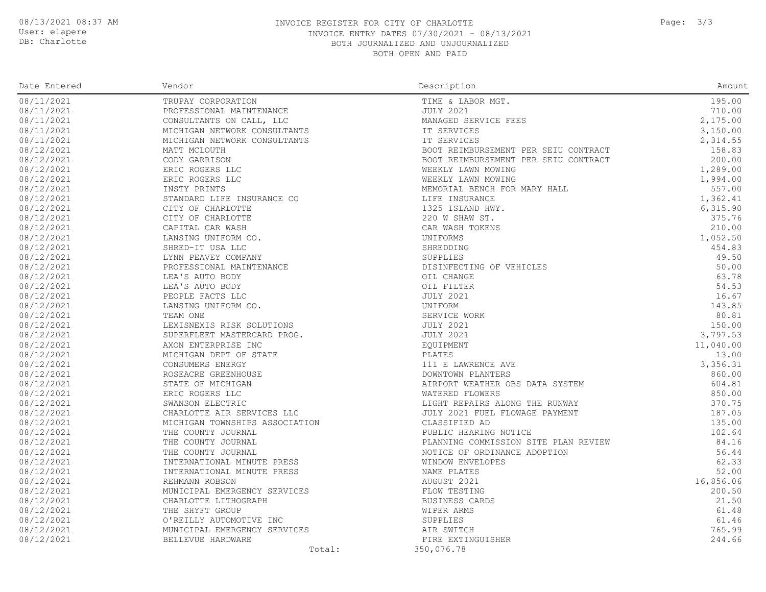# INVOICE REGISTER FOR CITY OF CHARLOTTE

INVOICE ENTRY DATES 07/30/2021 - 08/13/2021
BOTH JOURNALIZED AND UNJOURNALIZED
BOTH OPEN AND PAID

08/13/2021 08:37 AM
User: elapere
DB: Charlotte

| Date Entered | Vendor | Description | Amount |
|---|---|---|---|
| 08/11/2021 | TRUPAY CORPORATION | TIME & LABOR MGT. | 195.00 |
| 08/11/2021 | PROFESSIONAL MAINTENANCE | JULY 2021 | 710.00 |
| 08/11/2021 | CONSULTANTS ON CALL, LLC | MANAGED SERVICE FEES | 2,175.00 |
| 08/11/2021 | MICHIGAN NETWORK CONSULTANTS | IT SERVICES | 3,150.00 |
| 08/11/2021 | MICHIGAN NETWORK CONSULTANTS | IT SERVICES | 2,314.55 |
| 08/12/2021 | MATT MCLOUTH | BOOT REIMBURSEMENT PER SEIU CONTRACT | 158.83 |
| 08/12/2021 | CODY GARRISON | BOOT REIMBURSEMENT PER SEIU CONTRACT | 200.00 |
| 08/12/2021 | ERIC ROGERS LLC | WEEKLY LAWN MOWING | 1,289.00 |
| 08/12/2021 | ERIC ROGERS LLC | WEEKLY LAWN MOWING | 1,994.00 |
| 08/12/2021 | INSTY PRINTS | MEMORIAL BENCH FOR MARY HALL | 557.00 |
| 08/12/2021 | STANDARD LIFE INSURANCE CO | LIFE INSURANCE | 1,362.41 |
| 08/12/2021 | CITY OF CHARLOTTE | 1325 ISLAND HWY. | 6,315.90 |
| 08/12/2021 | CITY OF CHARLOTTE | 220 W SHAW ST. | 375.76 |
| 08/12/2021 | CAPITAL CAR WASH | CAR WASH TOKENS | 210.00 |
| 08/12/2021 | LANSING UNIFORM CO. | UNIFORMS | 1,052.50 |
| 08/12/2021 | SHRED-IT USA LLC | SHREDDING | 454.83 |
| 08/12/2021 | LYNN PEAVEY COMPANY | SUPPLIES | 49.50 |
| 08/12/2021 | PROFESSIONAL MAINTENANCE | DISINFECTING OF VEHICLES | 50.00 |
| 08/12/2021 | LEA'S AUTO BODY | OIL CHANGE | 63.78 |
| 08/12/2021 | LEA'S AUTO BODY | OIL FILTER | 54.53 |
| 08/12/2021 | PEOPLE FACTS LLC | JULY 2021 | 16.67 |
| 08/12/2021 | LANSING UNIFORM CO. | UNIFORM | 143.85 |
| 08/12/2021 | TEAM ONE | SERVICE WORK | 80.81 |
| 08/12/2021 | LEXISNEXIS RISK SOLUTIONS | JULY 2021 | 150.00 |
| 08/12/2021 | SUPERFLEET MASTERCARD PROG. | JULY 2021 | 3,797.53 |
| 08/12/2021 | AXON ENTERPRISE INC | EQUIPMENT | 11,040.00 |
| 08/12/2021 | MICHIGAN DEPT OF STATE | PLATES | 13.00 |
| 08/12/2021 | CONSUMERS ENERGY | 111 E LAWRENCE AVE | 3,356.31 |
| 08/12/2021 | ROSEACRE GREENHOUSE | DOWNTOWN PLANTERS | 860.00 |
| 08/12/2021 | STATE OF MICHIGAN | AIRPORT WEATHER OBS DATA SYSTEM | 604.81 |
| 08/12/2021 | ERIC ROGERS LLC | WATERED FLOWERS | 850.00 |
| 08/12/2021 | SWANSON ELECTRIC | LIGHT REPAIRS ALONG THE RUNWAY | 370.75 |
| 08/12/2021 | CHARLOTTE AIR SERVICES LLC | JULY 2021 FUEL FLOWAGE PAYMENT | 187.05 |
| 08/12/2021 | MICHIGAN TOWNSHIPS ASSOCIATION | CLASSIFIED AD | 135.00 |
| 08/12/2021 | THE COUNTY JOURNAL | PUBLIC HEARING NOTICE | 102.64 |
| 08/12/2021 | THE COUNTY JOURNAL | PLANNING COMMISSION SITE PLAN REVIEW | 84.16 |
| 08/12/2021 | THE COUNTY JOURNAL | NOTICE OF ORDINANCE ADOPTION | 56.44 |
| 08/12/2021 | INTERNATIONAL MINUTE PRESS | WINDOW ENVELOPES | 62.33 |
| 08/12/2021 | INTERNATIONAL MINUTE PRESS | NAME PLATES | 52.00 |
| 08/12/2021 | REHMANN ROBSON | AUGUST 2021 | 16,856.06 |
| 08/12/2021 | MUNICIPAL EMERGENCY SERVICES | FLOW TESTING | 200.50 |
| 08/12/2021 | CHARLOTTE LITHOGRAPH | BUSINESS CARDS | 21.50 |
| 08/12/2021 | THE SHYFT GROUP | WIPER ARMS | 61.48 |
| 08/12/2021 | O'REILLY AUTOMOTIVE INC | SUPPLIES | 61.46 |
| 08/12/2021 | MUNICIPAL EMERGENCY SERVICES | AIR SWITCH | 765.99 |
| 08/12/2021 | BELLEVUE HARDWARE | FIRE EXTINGUISHER | 244.66 |
| | Total: | 350,076.78 | |